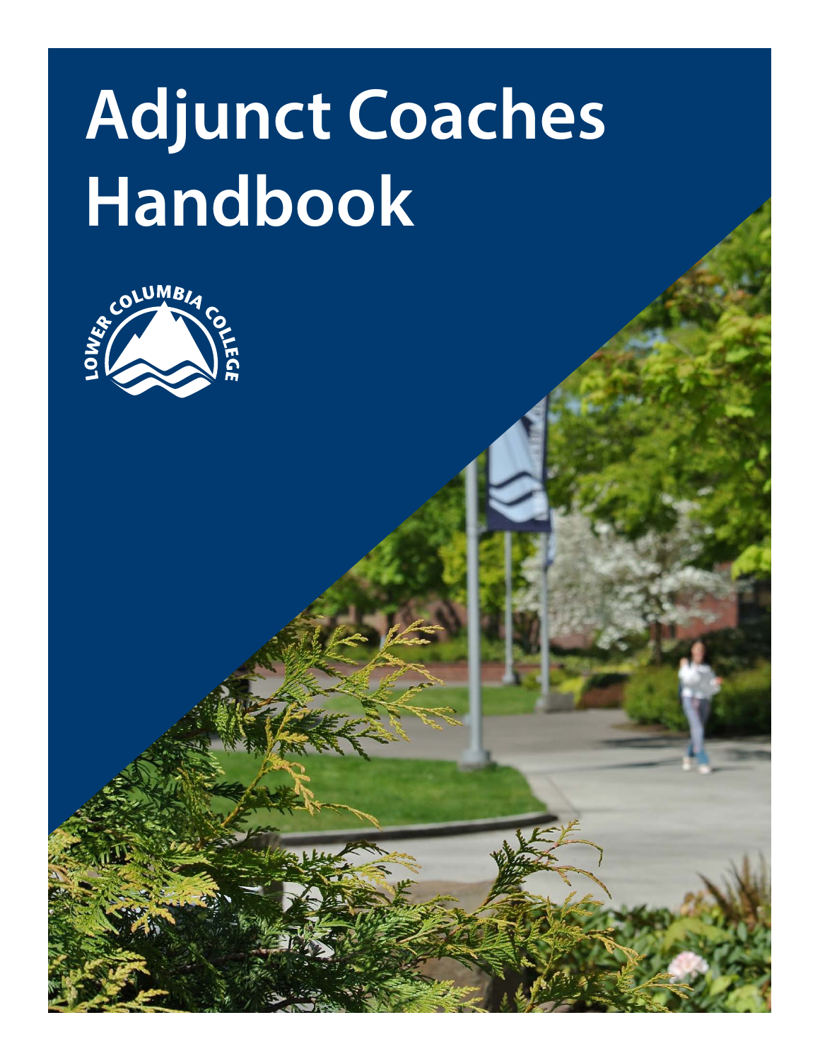# Adjunct Coaches Handbook

LOWER COLUMBIA COLLEGE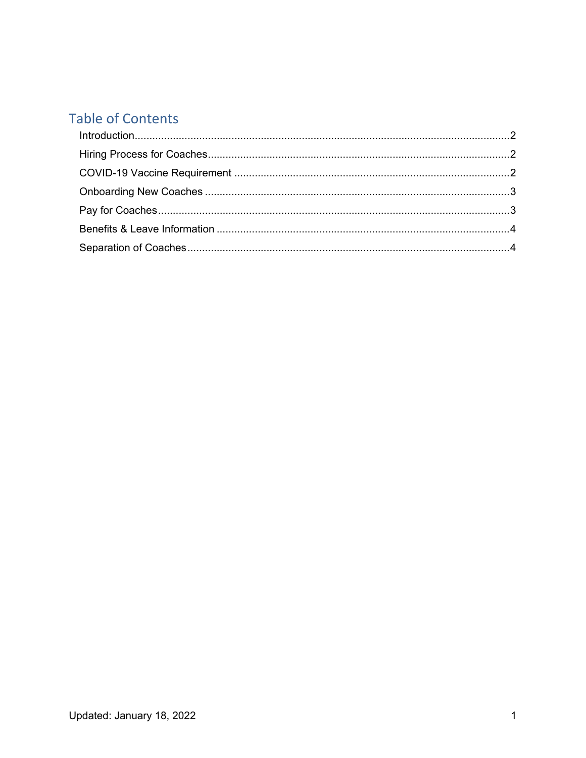## Table of Contents

Introduction....................................................................................................................2
Hiring Process for Coaches...........................................................................................2
COVID-19 Vaccine Requirement ..................................................................................2
Onboarding New Coaches ............................................................................................3
Pay for Coaches............................................................................................................3
Benefits & Leave Information .......................................................................................4
Separation of Coaches..................................................................................................4

Updated: January 18, 2022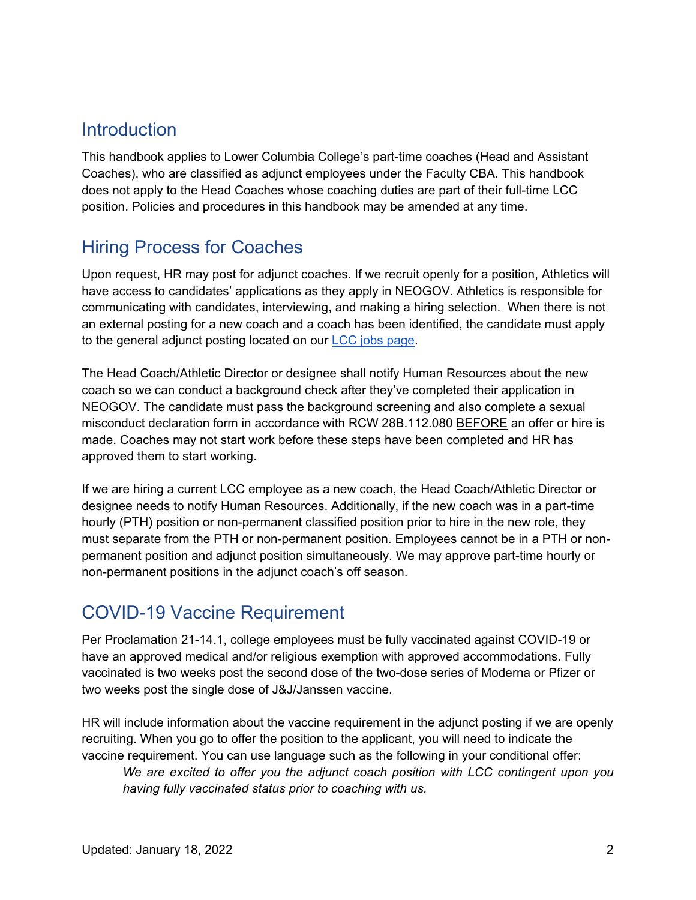## Introduction

This handbook applies to Lower Columbia College's part-time coaches (Head and Assistant Coaches), who are classified as adjunct employees under the Faculty CBA. This handbook does not apply to the Head Coaches whose coaching duties are part of their full-time LCC position. Policies and procedures in this handbook may be amended at any time.

## Hiring Process for Coaches

Upon request, HR may post for adjunct coaches. If we recruit openly for a position, Athletics will have access to candidates' applications as they apply in NEOGOV. Athletics is responsible for communicating with candidates, interviewing, and making a hiring selection. When there is not an external posting for a new coach and a coach has been identified, the candidate must apply to the general adjunct posting located on our [LCC jobs page](#).

The Head Coach/Athletic Director or designee shall notify Human Resources about the new coach so we can conduct a background check after they've completed their application in NEOGOV. The candidate must pass the background screening and also complete a sexual misconduct declaration form in accordance with RCW 28B.112.080 <u>BEFORE</u> an offer or hire is made. Coaches may not start work before these steps have been completed and HR has approved them to start working.

If we are hiring a current LCC employee as a new coach, the Head Coach/Athletic Director or designee needs to notify Human Resources. Additionally, if the new coach was in a part-time hourly (PTH) position or non-permanent classified position prior to hire in the new role, they must separate from the PTH or non-permanent position. Employees cannot be in a PTH or non-permanent position and adjunct position simultaneously. We may approve part-time hourly or non-permanent positions in the adjunct coach's off season.

## COVID-19 Vaccine Requirement

Per Proclamation 21-14.1, college employees must be fully vaccinated against COVID-19 or have an approved medical and/or religious exemption with approved accommodations. Fully vaccinated is two weeks post the second dose of the two-dose series of Moderna or Pfizer or two weeks post the single dose of J&J/Janssen vaccine.

HR will include information about the vaccine requirement in the adjunct posting if we are openly recruiting. When you go to offer the position to the applicant, you will need to indicate the vaccine requirement. You can use language such as the following in your conditional offer:

> *We are excited to offer you the adjunct coach position with LCC contingent upon you having fully vaccinated status prior to coaching with us.*

Updated: January 18, 2022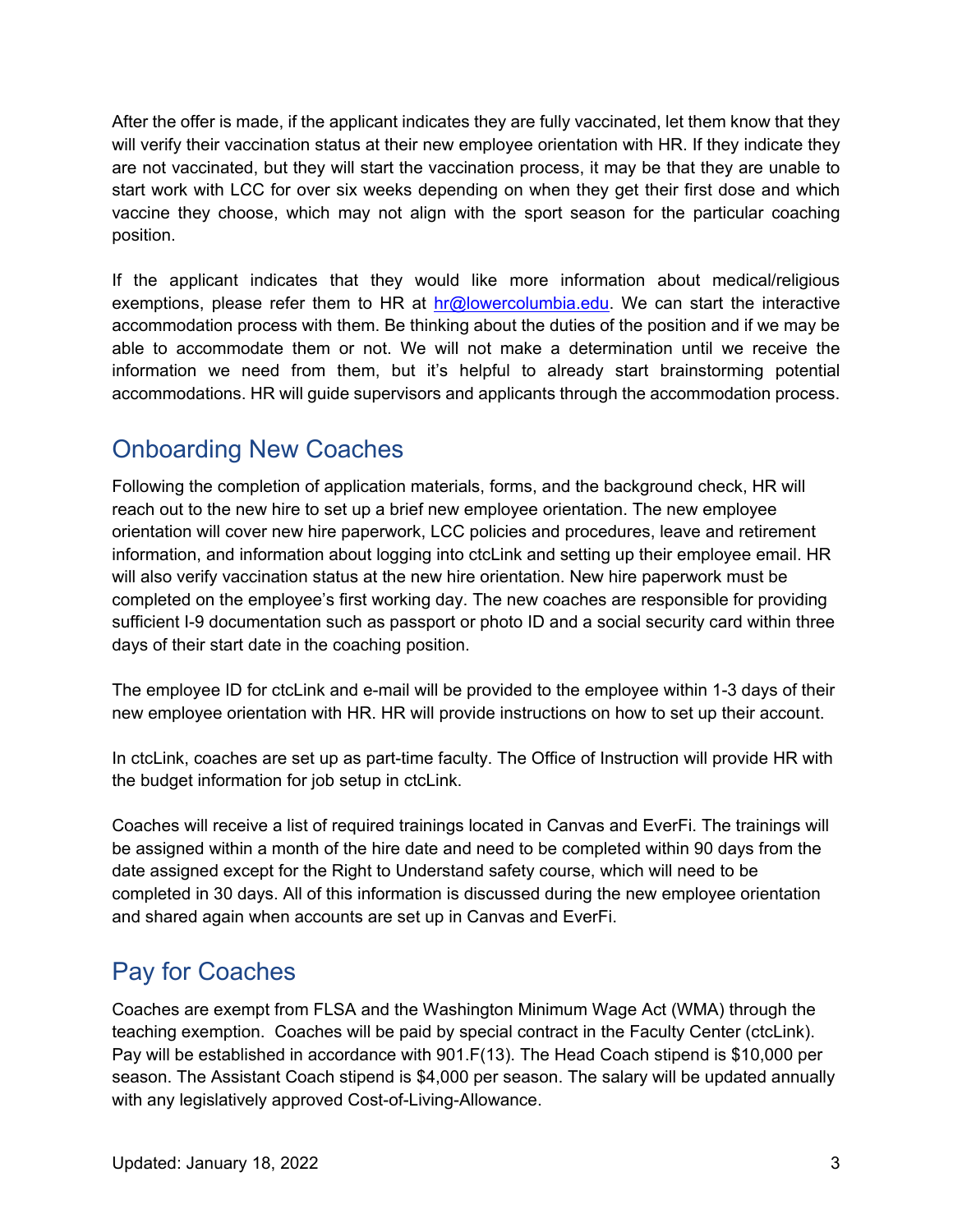After the offer is made, if the applicant indicates they are fully vaccinated, let them know that they will verify their vaccination status at their new employee orientation with HR. If they indicate they are not vaccinated, but they will start the vaccination process, it may be that they are unable to start work with LCC for over six weeks depending on when they get their first dose and which vaccine they choose, which may not align with the sport season for the particular coaching position.

If the applicant indicates that they would like more information about medical/religious exemptions, please refer them to HR at hr@lowercolumbia.edu. We can start the interactive accommodation process with them. Be thinking about the duties of the position and if we may be able to accommodate them or not. We will not make a determination until we receive the information we need from them, but it's helpful to already start brainstorming potential accommodations. HR will guide supervisors and applicants through the accommodation process.

## Onboarding New Coaches

Following the completion of application materials, forms, and the background check, HR will reach out to the new hire to set up a brief new employee orientation. The new employee orientation will cover new hire paperwork, LCC policies and procedures, leave and retirement information, and information about logging into ctcLink and setting up their employee email. HR will also verify vaccination status at the new hire orientation. New hire paperwork must be completed on the employee's first working day. The new coaches are responsible for providing sufficient I-9 documentation such as passport or photo ID and a social security card within three days of their start date in the coaching position.

The employee ID for ctcLink and e-mail will be provided to the employee within 1-3 days of their new employee orientation with HR. HR will provide instructions on how to set up their account.

In ctcLink, coaches are set up as part-time faculty. The Office of Instruction will provide HR with the budget information for job setup in ctcLink.

Coaches will receive a list of required trainings located in Canvas and EverFi. The trainings will be assigned within a month of the hire date and need to be completed within 90 days from the date assigned except for the Right to Understand safety course, which will need to be completed in 30 days. All of this information is discussed during the new employee orientation and shared again when accounts are set up in Canvas and EverFi.

## Pay for Coaches

Coaches are exempt from FLSA and the Washington Minimum Wage Act (WMA) through the teaching exemption. Coaches will be paid by special contract in the Faculty Center (ctcLink). Pay will be established in accordance with 901.F(13). The Head Coach stipend is $10,000 per season. The Assistant Coach stipend is $4,000 per season. The salary will be updated annually with any legislatively approved Cost-of-Living-Allowance.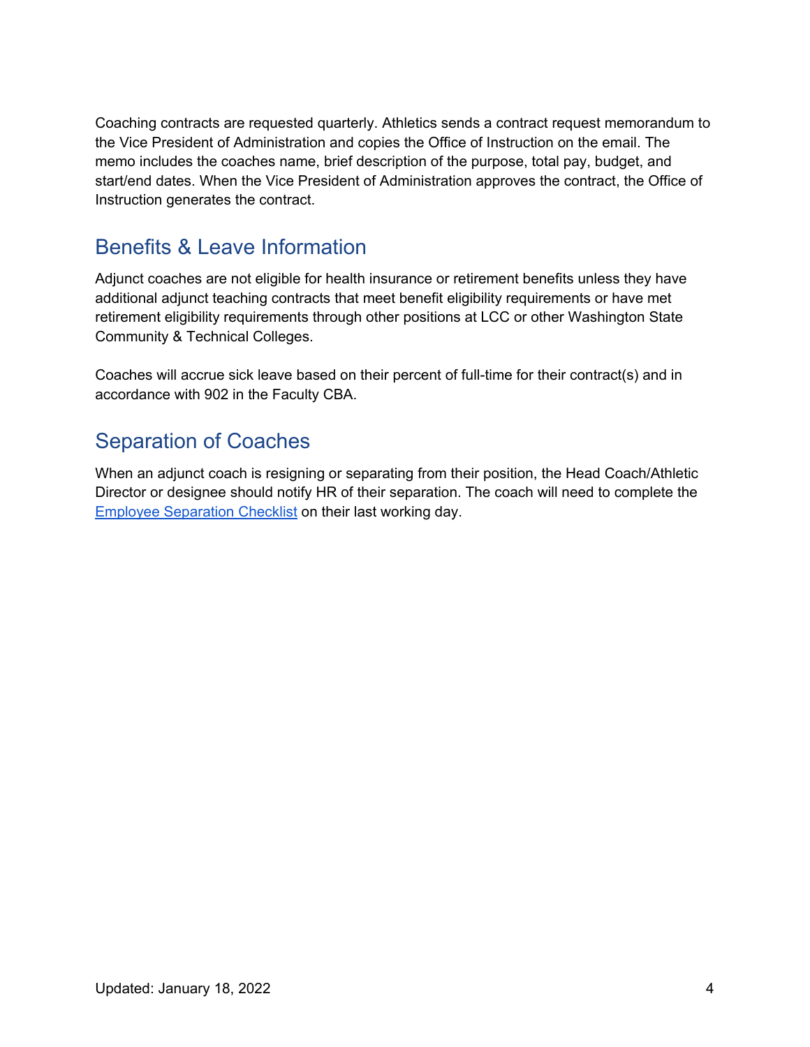Coaching contracts are requested quarterly. Athletics sends a contract request memorandum to the Vice President of Administration and copies the Office of Instruction on the email. The memo includes the coaches name, brief description of the purpose, total pay, budget, and start/end dates. When the Vice President of Administration approves the contract, the Office of Instruction generates the contract.

## Benefits & Leave Information

Adjunct coaches are not eligible for health insurance or retirement benefits unless they have additional adjunct teaching contracts that meet benefit eligibility requirements or have met retirement eligibility requirements through other positions at LCC or other Washington State Community & Technical Colleges.

Coaches will accrue sick leave based on their percent of full-time for their contract(s) and in accordance with 902 in the Faculty CBA.

## Separation of Coaches

When an adjunct coach is resigning or separating from their position, the Head Coach/Athletic Director or designee should notify HR of their separation. The coach will need to complete the Employee Separation Checklist on their last working day.

Updated: January 18, 2022